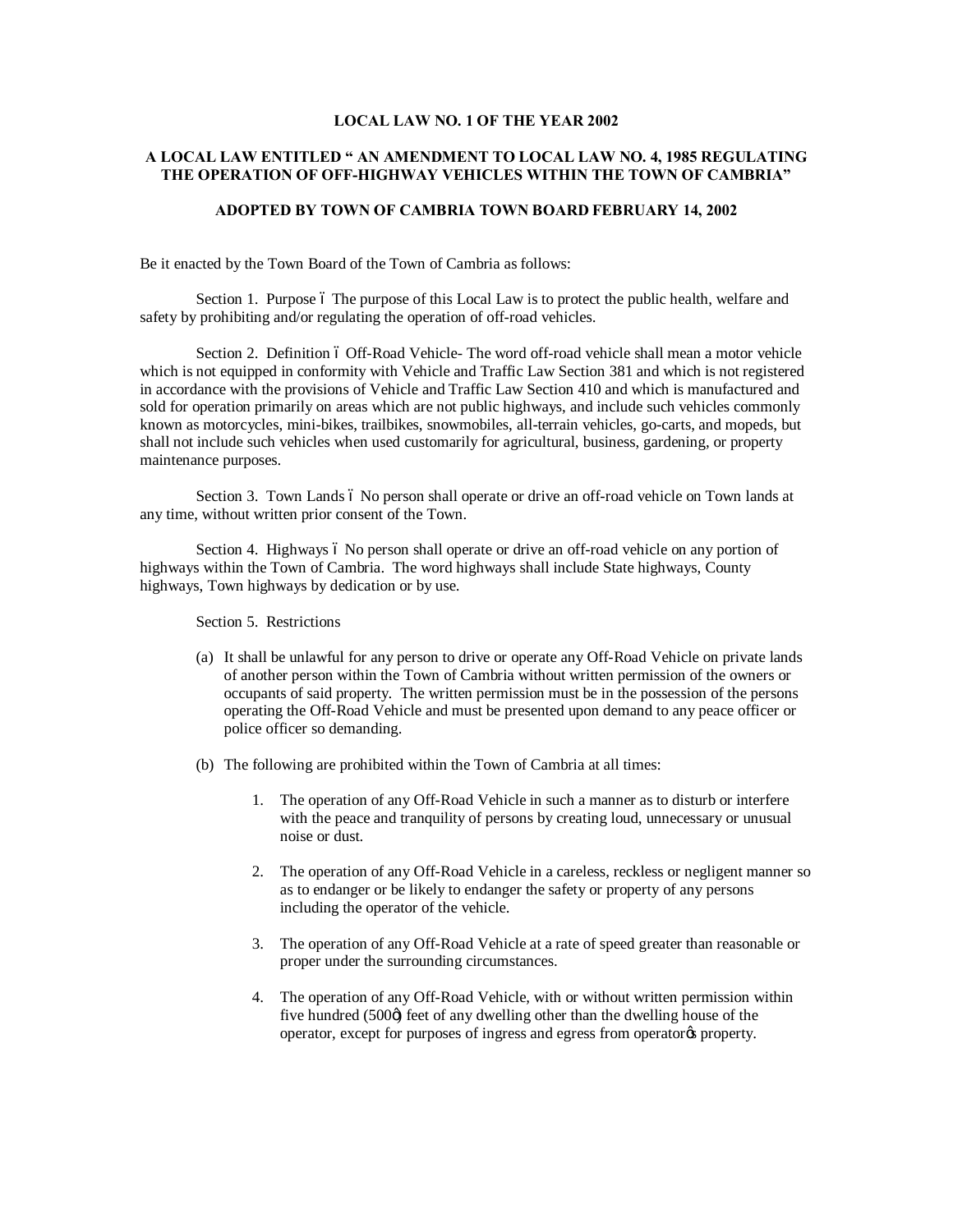**LOCAL LAW NO. 1 OF THE YEAR 2002**

**A LOCAL LAW ENTITLED " AN AMENDMENT TO LOCAL LAW NO. 4, 1985 REGULATING THE OPERATION OF OFF-HIGHWAY VEHICLES WITHIN THE TOWN OF CAMBRIA"**

**ADOPTED BY TOWN OF CAMBRIA TOWN BOARD FEBRUARY 14, 2002**

Be it enacted by the Town Board of the Town of Cambria as follows:

Section 1. Purpose – The purpose of this Local Law is to protect the public health, welfare and safety by prohibiting and/or regulating the operation of off-road vehicles.

Section 2. Definition – Off-Road Vehicle- The word off-road vehicle shall mean a motor vehicle which is not equipped in conformity with Vehicle and Traffic Law Section 381 and which is not registered in accordance with the provisions of Vehicle and Traffic Law Section 410 and which is manufactured and sold for operation primarily on areas which are not public highways, and include such vehicles commonly known as motorcycles, mini-bikes, trailbikes, snowmobiles, all-terrain vehicles, go-carts, and mopeds, but shall not include such vehicles when used customarily for agricultural, business, gardening, or property maintenance purposes.

Section 3. Town Lands – No person shall operate or drive an off-road vehicle on Town lands at any time, without written prior consent of the Town.

Section 4. Highways – No person shall operate or drive an off-road vehicle on any portion of highways within the Town of Cambria. The word highways shall include State highways, County highways, Town highways by dedication or by use.

Section 5. Restrictions

(a) It shall be unlawful for any person to drive or operate any Off-Road Vehicle on private lands of another person within the Town of Cambria without written permission of the owners or occupants of said property. The written permission must be in the possession of the persons operating the Off-Road Vehicle and must be presented upon demand to any peace officer or police officer so demanding.

(b) The following are prohibited within the Town of Cambria at all times:

1. The operation of any Off-Road Vehicle in such a manner as to disturb or interfere with the peace and tranquility of persons by creating loud, unnecessary or unusual noise or dust.

2. The operation of any Off-Road Vehicle in a careless, reckless or negligent manner so as to endanger or be likely to endanger the safety or property of any persons including the operator of the vehicle.

3. The operation of any Off-Road Vehicle at a rate of speed greater than reasonable or proper under the surrounding circumstances.

4. The operation of any Off-Road Vehicle, with or without written permission within five hundred (500') feet of any dwelling other than the dwelling house of the operator, except for purposes of ingress and egress from operator's property.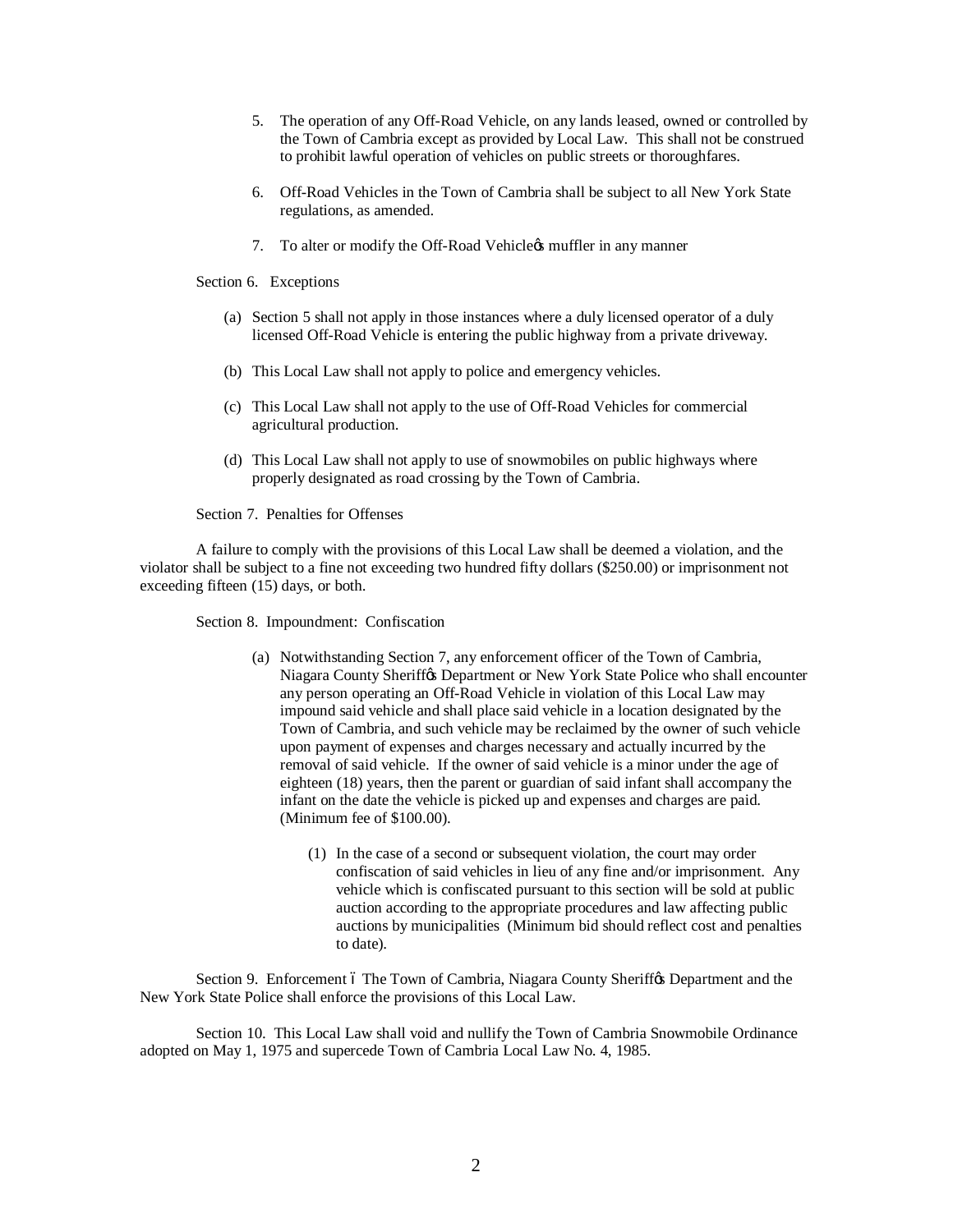5. The operation of any Off-Road Vehicle, on any lands leased, owned or controlled by the Town of Cambria except as provided by Local Law. This shall not be construed to prohibit lawful operation of vehicles on public streets or thoroughfares.

6. Off-Road Vehicles in the Town of Cambria shall be subject to all New York State regulations, as amended.

7. To alter or modify the Off-Road Vehicle's muffler in any manner

Section 6. Exceptions

(a) Section 5 shall not apply in those instances where a duly licensed operator of a duly licensed Off-Road Vehicle is entering the public highway from a private driveway.

(b) This Local Law shall not apply to police and emergency vehicles.

(c) This Local Law shall not apply to the use of Off-Road Vehicles for commercial agricultural production.

(d) This Local Law shall not apply to use of snowmobiles on public highways where properly designated as road crossing by the Town of Cambria.

Section 7. Penalties for Offenses

A failure to comply with the provisions of this Local Law shall be deemed a violation, and the violator shall be subject to a fine not exceeding two hundred fifty dollars ($250.00) or imprisonment not exceeding fifteen (15) days, or both.

Section 8. Impoundment: Confiscation

(a) Notwithstanding Section 7, any enforcement officer of the Town of Cambria, Niagara County Sheriff's Department or New York State Police who shall encounter any person operating an Off-Road Vehicle in violation of this Local Law may impound said vehicle and shall place said vehicle in a location designated by the Town of Cambria, and such vehicle may be reclaimed by the owner of such vehicle upon payment of expenses and charges necessary and actually incurred by the removal of said vehicle. If the owner of said vehicle is a minor under the age of eighteen (18) years, then the parent or guardian of said infant shall accompany the infant on the date the vehicle is picked up and expenses and charges are paid. (Minimum fee of $100.00).

   (1) In the case of a second or subsequent violation, the court may order confiscation of said vehicles in lieu of any fine and/or imprisonment. Any vehicle which is confiscated pursuant to this section will be sold at public auction according to the appropriate procedures and law affecting public auctions by municipalities (Minimum bid should reflect cost and penalties to date).

Section 9. Enforcement – The Town of Cambria, Niagara County Sheriff's Department and the New York State Police shall enforce the provisions of this Local Law.

Section 10. This Local Law shall void and nullify the Town of Cambria Snowmobile Ordinance adopted on May 1, 1975 and supercede Town of Cambria Local Law No. 4, 1985.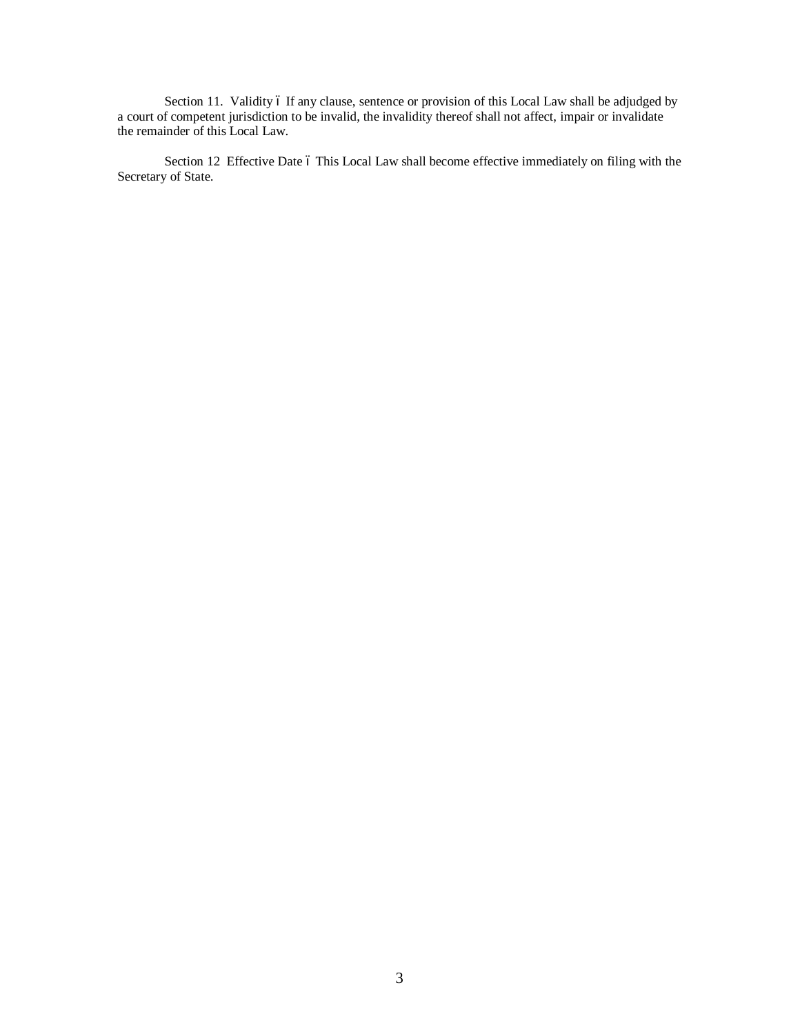Section 11. Validity ó If any clause, sentence or provision of this Local Law shall be adjudged by a court of competent jurisdiction to be invalid, the invalidity thereof shall not affect, impair or invalidate the remainder of this Local Law.

Section 12 Effective Date ó This Local Law shall become effective immediately on filing with the Secretary of State.